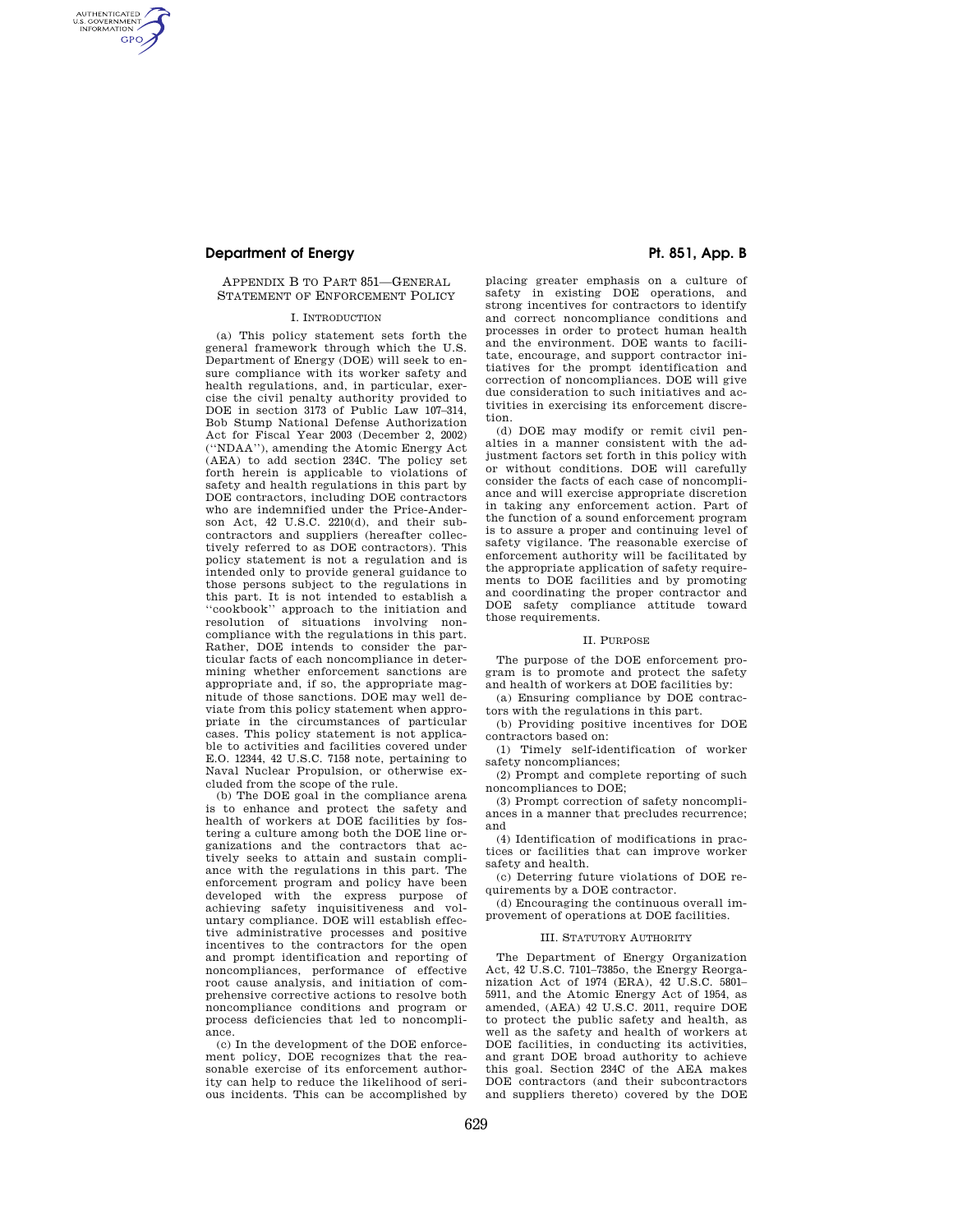## APPENDIX B TO PART 851—GENERAL STATEMENT OF ENFORCEMENT POLICY

### I. INTRODUCTION

(a) This policy statement sets forth the general framework through which the U.S. Department of Energy (DOE) will seek to ensure compliance with its worker safety and health regulations, and, in particular, exercise the civil penalty authority provided to DOE in section 3173 of Public Law 107–314, Bob Stump National Defense Authorization Act for Fiscal Year 2003 (December 2, 2002) (''NDAA''), amending the Atomic Energy Act (AEA) to add section 234C. The policy set forth herein is applicable to violations of safety and health regulations in this part by DOE contractors, including DOE contractors who are indemnified under the Price-Anderson Act, 42 U.S.C. 2210(d), and their subcontractors and suppliers (hereafter collectively referred to as DOE contractors). This policy statement is not a regulation and is intended only to provide general guidance to those persons subject to the regulations in this part. It is not intended to establish a ''cookbook'' approach to the initiation and resolution of situations involving noncompliance with the regulations in this part. Rather, DOE intends to consider the particular facts of each noncompliance in determining whether enforcement sanctions are appropriate and, if so, the appropriate magnitude of those sanctions. DOE may well deviate from this policy statement when appropriate in the circumstances of particular cases. This policy statement is not applicable to activities and facilities covered under E.O. 12344, 42 U.S.C. 7158 note, pertaining to Naval Nuclear Propulsion, or otherwise excluded from the scope of the rule.

(b) The DOE goal in the compliance arena is to enhance and protect the safety and health of workers at DOE facilities by fostering a culture among both the DOE line organizations and the contractors that actively seeks to attain and sustain compliance with the regulations in this part. The enforcement program and policy have been developed with the express purpose of achieving safety inquisitiveness and voluntary compliance. DOE will establish effective administrative processes and positive incentives to the contractors for the open and prompt identification and reporting of noncompliances, performance of effective root cause analysis, and initiation of comprehensive corrective actions to resolve both noncompliance conditions and program or process deficiencies that led to noncompliance.

(c) In the development of the DOE enforcement policy, DOE recognizes that the reasonable exercise of its enforcement authority can help to reduce the likelihood of serious incidents. This can be accomplished by placing greater emphasis on a culture of safety in existing DOE operations, and strong incentives for contractors to identify and correct noncompliance conditions and processes in order to protect human health and the environment. DOE wants to facilitate, encourage, and support contractor initiatives for the prompt identification and correction of noncompliances. DOE will give due consideration to such initiatives and activities in exercising its enforcement discretion.

(d) DOE may modify or remit civil penalties in a manner consistent with the adjustment factors set forth in this policy with or without conditions. DOE will carefully consider the facts of each case of noncompliance and will exercise appropriate discretion in taking any enforcement action. Part of the function of a sound enforcement program is to assure a proper and continuing level of safety vigilance. The reasonable exercise of enforcement authority will be facilitated by the appropriate application of safety requirements to DOE facilities and by promoting and coordinating the proper contractor and DOE safety compliance attitude toward those requirements.

### II. PURPOSE

The purpose of the DOE enforcement program is to promote and protect the safety and health of workers at DOE facilities by:

(a) Ensuring compliance by DOE contractors with the regulations in this part.

(b) Providing positive incentives for DOE contractors based on:

(1) Timely self-identification of worker safety noncompliances;

(2) Prompt and complete reporting of such noncompliances to DOE;

(3) Prompt correction of safety noncompliances in a manner that precludes recurrence; and

(4) Identification of modifications in practices or facilities that can improve worker safety and health.

(c) Deterring future violations of DOE requirements by a DOE contractor.

(d) Encouraging the continuous overall improvement of operations at DOE facilities.

### III. STATUTORY AUTHORITY

The Department of Energy Organization Act, 42 U.S.C. 7101–7385o, the Energy Reorganization Act of 1974 (ERA), 42 U.S.C. 5801–5911, and the Atomic Energy Act of 1954, as amended, (AEA) 42 U.S.C. 2011, require DOE to protect the public safety and health, as well as the safety and health of workers at DOE facilities, in conducting its activities, and grant DOE broad authority to achieve this goal. Section 234C of the AEA makes DOE contractors (and their subcontractors and suppliers thereto) covered by the DOE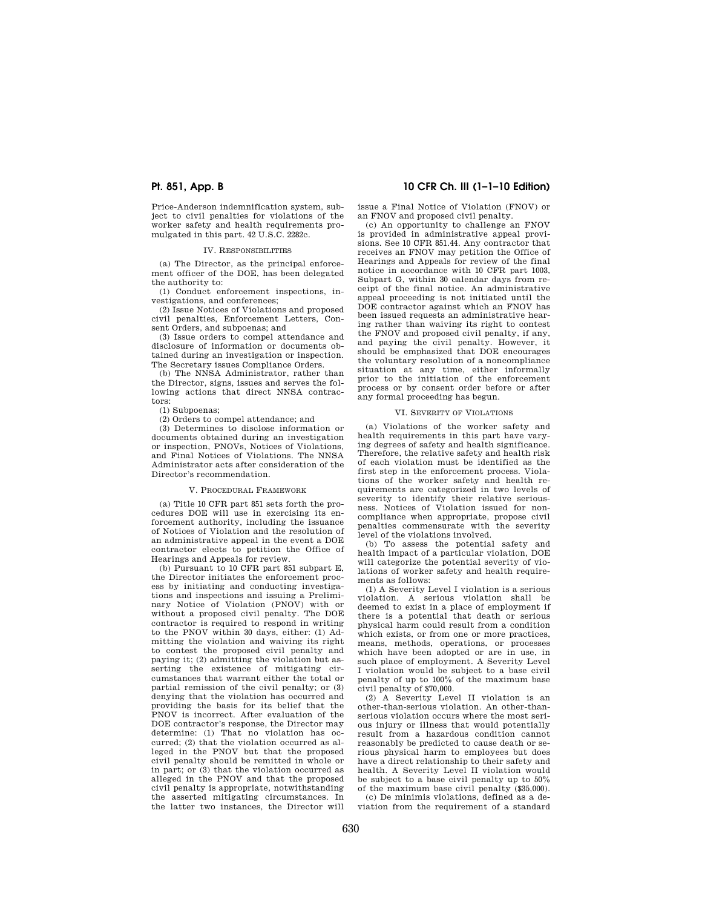Price-Anderson indemnification system, subject to civil penalties for violations of the worker safety and health requirements promulgated in this part. 42 U.S.C. 2282c.

IV. RESPONSIBILITIES

(a) The Director, as the principal enforcement officer of the DOE, has been delegated the authority to:

(1) Conduct enforcement inspections, investigations, and conferences;

(2) Issue Notices of Violations and proposed civil penalties, Enforcement Letters, Consent Orders, and subpoenas; and

(3) Issue orders to compel attendance and disclosure of information or documents obtained during an investigation or inspection. The Secretary issues Compliance Orders.

(b) The NNSA Administrator, rather than the Director, signs, issues and serves the following actions that direct NNSA contractors:

(1) Subpoenas;

(2) Orders to compel attendance; and

(3) Determines to disclose information or documents obtained during an investigation or inspection, PNOVs, Notices of Violations, and Final Notices of Violations. The NNSA Administrator acts after consideration of the Director's recommendation.

V. PROCEDURAL FRAMEWORK

(a) Title 10 CFR part 851 sets forth the procedures DOE will use in exercising its enforcement authority, including the issuance of Notices of Violation and the resolution of an administrative appeal in the event a DOE contractor elects to petition the Office of Hearings and Appeals for review.

(b) Pursuant to 10 CFR part 851 subpart E, the Director initiates the enforcement process by initiating and conducting investigations and inspections and issuing a Preliminary Notice of Violation (PNOV) with or without a proposed civil penalty. The DOE contractor is required to respond in writing to the PNOV within 30 days, either: (1) Admitting the violation and waiving its right to contest the proposed civil penalty and paying it; (2) admitting the violation but asserting the existence of mitigating circumstances that warrant either the total or partial remission of the civil penalty; or (3) denying that the violation has occurred and providing the basis for its belief that the PNOV is incorrect. After evaluation of the DOE contractor's response, the Director may determine: (1) That no violation has occurred; (2) that the violation occurred as alleged in the PNOV but that the proposed civil penalty should be remitted in whole or in part; or (3) that the violation occurred as alleged in the PNOV and that the proposed civil penalty is appropriate, notwithstanding the asserted mitigating circumstances. In the latter two instances, the Director will issue a Final Notice of Violation (FNOV) or an FNOV and proposed civil penalty.

(c) An opportunity to challenge an FNOV is provided in administrative appeal provisions. See 10 CFR 851.44. Any contractor that receives an FNOV may petition the Office of Hearings and Appeals for review of the final notice in accordance with 10 CFR part 1003, Subpart G, within 30 calendar days from receipt of the final notice. An administrative appeal proceeding is not initiated until the DOE contractor against which an FNOV has been issued requests an administrative hearing rather than waiving its right to contest the FNOV and proposed civil penalty, if any, and paying the civil penalty. However, it should be emphasized that DOE encourages the voluntary resolution of a noncompliance situation at any time, either informally prior to the initiation of the enforcement process or by consent order before or after any formal proceeding has begun.

VI. SEVERITY OF VIOLATIONS

(a) Violations of the worker safety and health requirements in this part have varying degrees of safety and health significance. Therefore, the relative safety and health risk of each violation must be identified as the first step in the enforcement process. Violations of the worker safety and health requirements are categorized in two levels of severity to identify their relative seriousness. Notices of Violation issued for noncompliance when appropriate, propose civil penalties commensurate with the severity level of the violations involved.

(b) To assess the potential safety and health impact of a particular violation, DOE will categorize the potential severity of violations of worker safety and health requirements as follows:

(1) A Severity Level I violation is a serious violation. A serious violation shall be deemed to exist in a place of employment if there is a potential that death or serious physical harm could result from a condition which exists, or from one or more practices, means, methods, operations, or processes which have been adopted or are in use, in such place of employment. A Severity Level I violation would be subject to a base civil penalty of up to 100% of the maximum base civil penalty of $70,000.

(2) A Severity Level II violation is an other-than-serious violation. An other-than-serious violation occurs where the most serious injury or illness that would potentially result from a hazardous condition cannot reasonably be predicted to cause death or serious physical harm to employees but does have a direct relationship to their safety and health. A Severity Level II violation would be subject to a base civil penalty up to 50% of the maximum base civil penalty ($35,000).

(c) De minimis violations, defined as a deviation from the requirement of a standard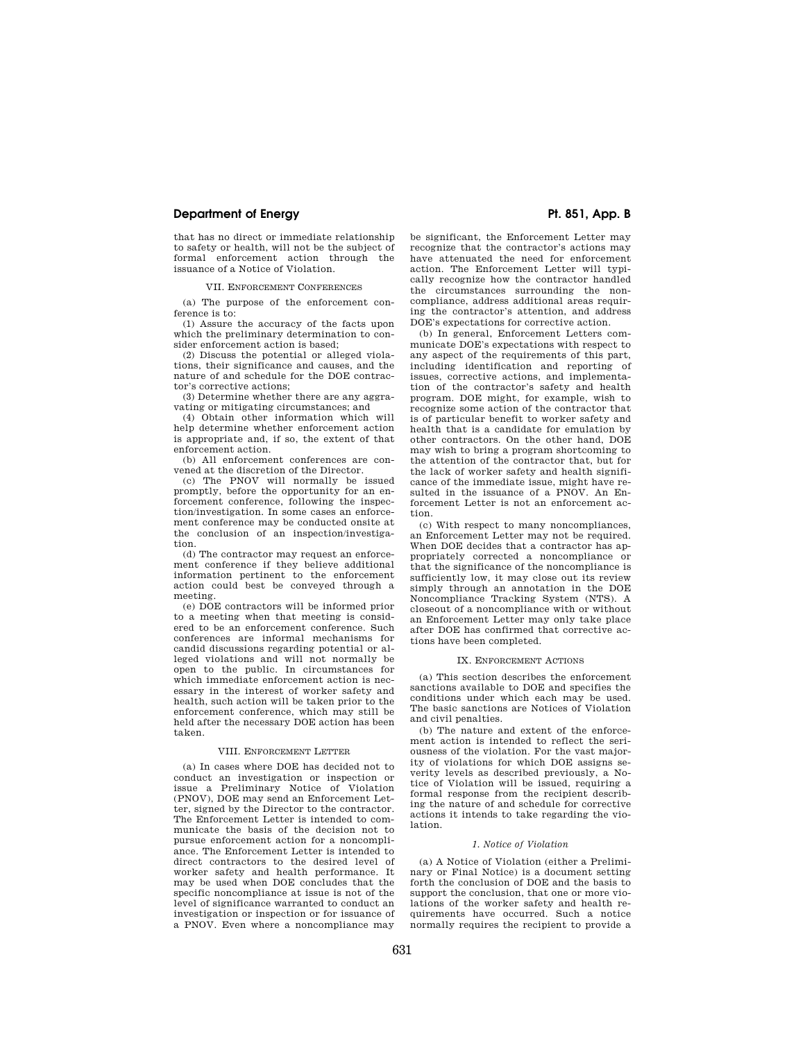that has no direct or immediate relationship to safety or health, will not be the subject of formal enforcement action through the issuance of a Notice of Violation.

## VII. Enforcement Conferences

(a) The purpose of the enforcement conference is to:

(1) Assure the accuracy of the facts upon which the preliminary determination to consider enforcement action is based;

(2) Discuss the potential or alleged violations, their significance and causes, and the nature of and schedule for the DOE contractor's corrective actions;

(3) Determine whether there are any aggravating or mitigating circumstances; and

(4) Obtain other information which will help determine whether enforcement action is appropriate and, if so, the extent of that enforcement action.

(b) All enforcement conferences are convened at the discretion of the Director.

(c) The PNOV will normally be issued promptly, before the opportunity for an enforcement conference, following the inspection/investigation. In some cases an enforcement conference may be conducted onsite at the conclusion of an inspection/investigation.

(d) The contractor may request an enforcement conference if they believe additional information pertinent to the enforcement action could best be conveyed through a meeting.

(e) DOE contractors will be informed prior to a meeting when that meeting is considered to be an enforcement conference. Such conferences are informal mechanisms for candid discussions regarding potential or alleged violations and will not normally be open to the public. In circumstances for which immediate enforcement action is necessary in the interest of worker safety and health, such action will be taken prior to the enforcement conference, which may still be held after the necessary DOE action has been taken.

## VIII. Enforcement Letter

(a) In cases where DOE has decided not to conduct an investigation or inspection or issue a Preliminary Notice of Violation (PNOV), DOE may send an Enforcement Letter, signed by the Director to the contractor. The Enforcement Letter is intended to communicate the basis of the decision not to pursue enforcement action for a noncompliance. The Enforcement Letter is intended to direct contractors to the desired level of worker safety and health performance. It may be used when DOE concludes that the specific noncompliance at issue is not of the level of significance warranted to conduct an investigation or inspection or for issuance of a PNOV. Even where a noncompliance may be significant, the Enforcement Letter may recognize that the contractor's actions may have attenuated the need for enforcement action. The Enforcement Letter will typically recognize how the contractor handled the circumstances surrounding the noncompliance, address additional areas requiring the contractor's attention, and address DOE's expectations for corrective action.

(b) In general, Enforcement Letters communicate DOE's expectations with respect to any aspect of the requirements of this part, including identification and reporting of issues, corrective actions, and implementation of the contractor's safety and health program. DOE might, for example, wish to recognize some action of the contractor that is of particular benefit to worker safety and health that is a candidate for emulation by other contractors. On the other hand, DOE may wish to bring a program shortcoming to the attention of the contractor that, but for the lack of worker safety and health significance of the immediate issue, might have resulted in the issuance of a PNOV. An Enforcement Letter is not an enforcement action.

(c) With respect to many noncompliances, an Enforcement Letter may not be required. When DOE decides that a contractor has appropriately corrected a noncompliance or that the significance of the noncompliance is sufficiently low, it may close out its review simply through an annotation in the DOE Noncompliance Tracking System (NTS). A closeout of a noncompliance with or without an Enforcement Letter may only take place after DOE has confirmed that corrective actions have been completed.

## IX. Enforcement Actions

(a) This section describes the enforcement sanctions available to DOE and specifies the conditions under which each may be used. The basic sanctions are Notices of Violation and civil penalties.

(b) The nature and extent of the enforcement action is intended to reflect the seriousness of the violation. For the vast majority of violations for which DOE assigns severity levels as described previously, a Notice of Violation will be issued, requiring a formal response from the recipient describing the nature of and schedule for corrective actions it intends to take regarding the violation.

### *1. Notice of Violation*

(a) A Notice of Violation (either a Preliminary or Final Notice) is a document setting forth the conclusion of DOE and the basis to support the conclusion, that one or more violations of the worker safety and health requirements have occurred. Such a notice normally requires the recipient to provide a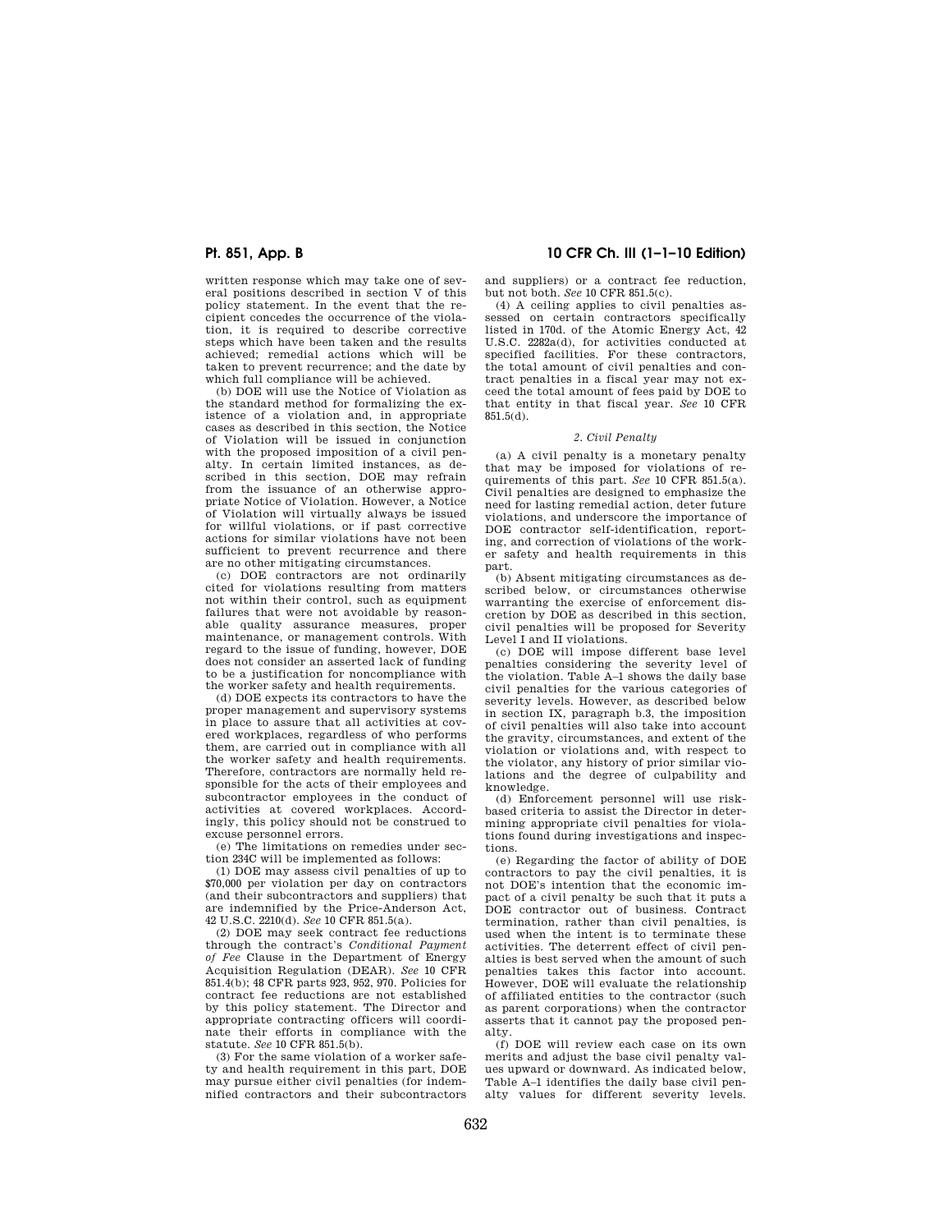written response which may take one of several positions described in section V of this policy statement. In the event that the recipient concedes the occurrence of the violation, it is required to describe corrective steps which have been taken and the results achieved; remedial actions which will be taken to prevent recurrence; and the date by which full compliance will be achieved.

(b) DOE will use the Notice of Violation as the standard method for formalizing the existence of a violation and, in appropriate cases as described in this section, the Notice of Violation will be issued in conjunction with the proposed imposition of a civil penalty. In certain limited instances, as described in this section, DOE may refrain from the issuance of an otherwise appropriate Notice of Violation. However, a Notice of Violation will virtually always be issued for willful violations, or if past corrective actions for similar violations have not been sufficient to prevent recurrence and there are no other mitigating circumstances.

(c) DOE contractors are not ordinarily cited for violations resulting from matters not within their control, such as equipment failures that were not avoidable by reasonable quality assurance measures, proper maintenance, or management controls. With regard to the issue of funding, however, DOE does not consider an asserted lack of funding to be a justification for noncompliance with the worker safety and health requirements.

(d) DOE expects its contractors to have the proper management and supervisory systems in place to assure that all activities at covered workplaces, regardless of who performs them, are carried out in compliance with all the worker safety and health requirements. Therefore, contractors are normally held responsible for the acts of their employees and subcontractor employees in the conduct of activities at covered workplaces. Accordingly, this policy should not be construed to excuse personnel errors.

(e) The limitations on remedies under section 234C will be implemented as follows:

(1) DOE may assess civil penalties of up to $70,000 per violation per day on contractors (and their subcontractors and suppliers) that are indemnified by the Price-Anderson Act, 42 U.S.C. 2210(d). *See* 10 CFR 851.5(a).

(2) DOE may seek contract fee reductions through the contract's *Conditional Payment of Fee* Clause in the Department of Energy Acquisition Regulation (DEAR). *See* 10 CFR 851.4(b); 48 CFR parts 923, 952, 970. Policies for contract fee reductions are not established by this policy statement. The Director and appropriate contracting officers will coordinate their efforts in compliance with the statute. *See* 10 CFR 851.5(b).

(3) For the same violation of a worker safety and health requirement in this part, DOE may pursue either civil penalties (for indemnified contractors and their subcontractors and suppliers) or a contract fee reduction, but not both. *See* 10 CFR 851.5(c).

(4) A ceiling applies to civil penalties assessed on certain contractors specifically listed in 170d. of the Atomic Energy Act, 42 U.S.C. 2282a(d), for activities conducted at specified facilities. For these contractors, the total amount of civil penalties and contract penalties in a fiscal year may not exceed the total amount of fees paid by DOE to that entity in that fiscal year. *See* 10 CFR 851.5(d).

### *2. Civil Penalty*

(a) A civil penalty is a monetary penalty that may be imposed for violations of requirements of this part. *See* 10 CFR 851.5(a). Civil penalties are designed to emphasize the need for lasting remedial action, deter future violations, and underscore the importance of DOE contractor self-identification, reporting, and correction of violations of the worker safety and health requirements in this part.

(b) Absent mitigating circumstances as described below, or circumstances otherwise warranting the exercise of enforcement discretion by DOE as described in this section, civil penalties will be proposed for Severity Level I and II violations.

(c) DOE will impose different base level penalties considering the severity level of the violation. Table A–1 shows the daily base civil penalties for the various categories of severity levels. However, as described below in section IX, paragraph b.3, the imposition of civil penalties will also take into account the gravity, circumstances, and extent of the violation or violations and, with respect to the violator, any history of prior similar violations and the degree of culpability and knowledge.

(d) Enforcement personnel will use risk-based criteria to assist the Director in determining appropriate civil penalties for violations found during investigations and inspections.

(e) Regarding the factor of ability of DOE contractors to pay the civil penalties, it is not DOE's intention that the economic impact of a civil penalty be such that it puts a DOE contractor out of business. Contract termination, rather than civil penalties, is used when the intent is to terminate these activities. The deterrent effect of civil penalties is best served when the amount of such penalties takes this factor into account. However, DOE will evaluate the relationship of affiliated entities to the contractor (such as parent corporations) when the contractor asserts that it cannot pay the proposed penalty.

(f) DOE will review each case on its own merits and adjust the base civil penalty values upward or downward. As indicated below, Table A–1 identifies the daily base civil penalty values for different severity levels.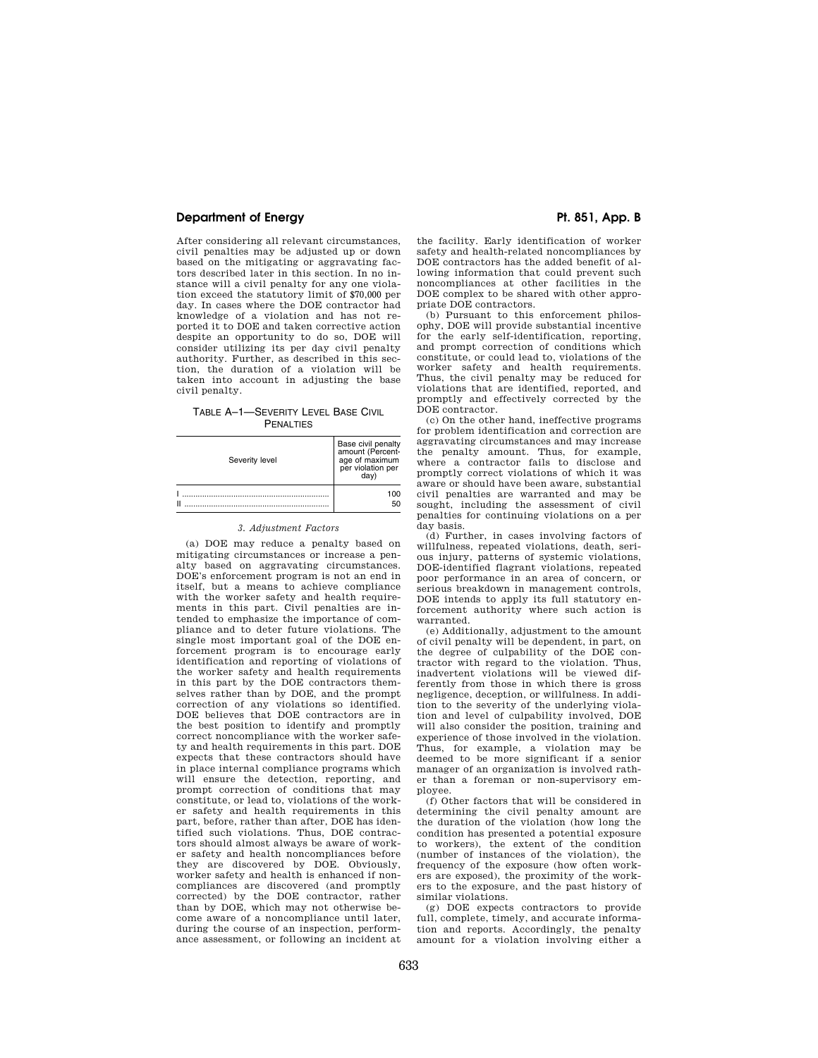After considering all relevant circumstances, civil penalties may be adjusted up or down based on the mitigating or aggravating factors described later in this section. In no instance will a civil penalty for any one violation exceed the statutory limit of $70,000 per day. In cases where the DOE contractor had knowledge of a violation and has not reported it to DOE and taken corrective action despite an opportunity to do so, DOE will consider utilizing its per day civil penalty authority. Further, as described in this section, the duration of a violation will be taken into account in adjusting the base civil penalty.

TABLE A–1—SEVERITY LEVEL BASE CIVIL PENALTIES

| Severity level | Base civil penalty amount (Percentage of maximum per violation per day) |
|---|---|
| I | 100 |
| II | 50 |

*3. Adjustment Factors*

(a) DOE may reduce a penalty based on mitigating circumstances or increase a penalty based on aggravating circumstances. DOE's enforcement program is not an end in itself, but a means to achieve compliance with the worker safety and health requirements in this part. Civil penalties are intended to emphasize the importance of compliance and to deter future violations. The single most important goal of the DOE enforcement program is to encourage early identification and reporting of violations of the worker safety and health requirements in this part by the DOE contractors themselves rather than by DOE, and the prompt correction of any violations so identified. DOE believes that DOE contractors are in the best position to identify and promptly correct noncompliance with the worker safety and health requirements in this part. DOE expects that these contractors should have in place internal compliance programs which will ensure the detection, reporting, and prompt correction of conditions that may constitute, or lead to, violations of the worker safety and health requirements in this part, before, rather than after, DOE has identified such violations. Thus, DOE contractors should almost always be aware of worker safety and health noncompliances before they are discovered by DOE. Obviously, worker safety and health is enhanced if noncompliances are discovered (and promptly corrected) by the DOE contractor, rather than by DOE, which may not otherwise become aware of a noncompliance until later, during the course of an inspection, performance assessment, or following an incident at the facility. Early identification of worker safety and health-related noncompliances by DOE contractors has the added benefit of allowing information that could prevent such noncompliances at other facilities in the DOE complex to be shared with other appropriate DOE contractors.

(b) Pursuant to this enforcement philosophy, DOE will provide substantial incentive for the early self-identification, reporting, and prompt correction of conditions which constitute, or could lead to, violations of the worker safety and health requirements. Thus, the civil penalty may be reduced for violations that are identified, reported, and promptly and effectively corrected by the DOE contractor.

(c) On the other hand, ineffective programs for problem identification and correction are aggravating circumstances and may increase the penalty amount. Thus, for example, where a contractor fails to disclose and promptly correct violations of which it was aware or should have been aware, substantial civil penalties are warranted and may be sought, including the assessment of civil penalties for continuing violations on a per day basis.

(d) Further, in cases involving factors of willfulness, repeated violations, death, serious injury, patterns of systemic violations, DOE-identified flagrant violations, repeated poor performance in an area of concern, or serious breakdown in management controls, DOE intends to apply its full statutory enforcement authority where such action is warranted.

(e) Additionally, adjustment to the amount of civil penalty will be dependent, in part, on the degree of culpability of the DOE contractor with regard to the violation. Thus, inadvertent violations will be viewed differently from those in which there is gross negligence, deception, or willfulness. In addition to the severity of the underlying violation and level of culpability involved, DOE will also consider the position, training and experience of those involved in the violation. Thus, for example, a violation may be deemed to be more significant if a senior manager of an organization is involved rather than a foreman or non-supervisory employee.

(f) Other factors that will be considered in determining the civil penalty amount are the duration of the violation (how long the condition has presented a potential exposure to workers), the extent of the condition (number of instances of the violation), the frequency of the exposure (how often workers are exposed), the proximity of the workers to the exposure, and the past history of similar violations.

(g) DOE expects contractors to provide full, complete, timely, and accurate information and reports. Accordingly, the penalty amount for a violation involving either a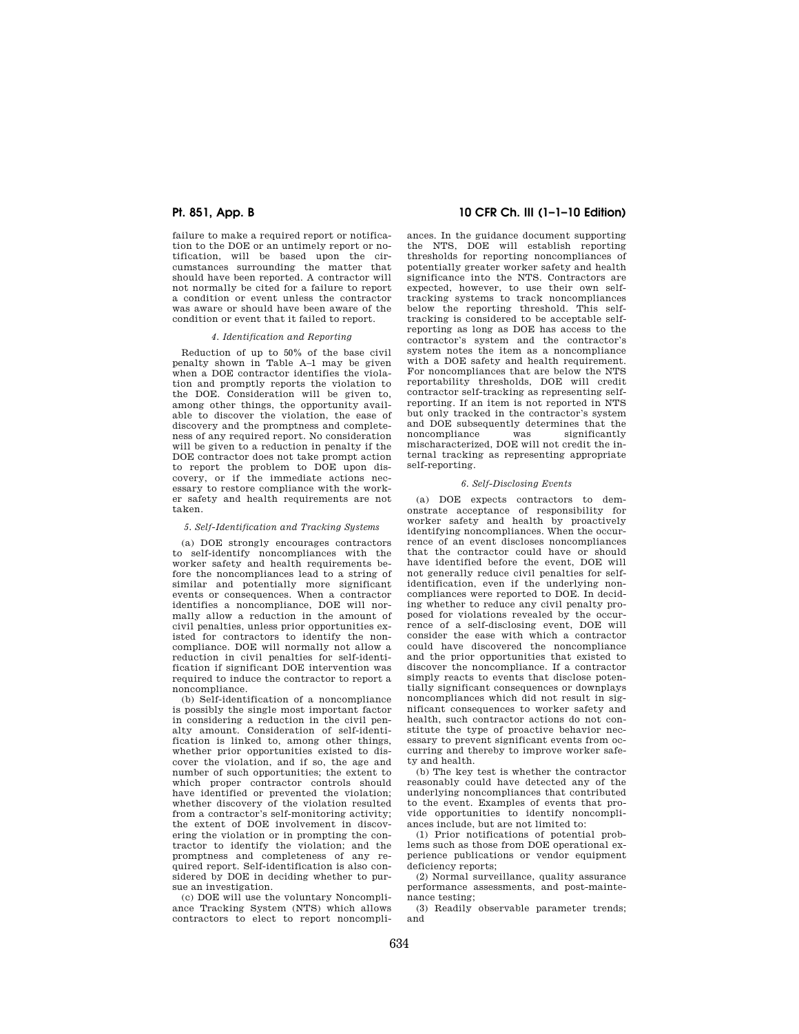failure to make a required report or notification to the DOE or an untimely report or notification, will be based upon the circumstances surrounding the matter that should have been reported. A contractor will not normally be cited for a failure to report a condition or event unless the contractor was aware or should have been aware of the condition or event that it failed to report.

*4. Identification and Reporting*

Reduction of up to 50% of the base civil penalty shown in Table A–1 may be given when a DOE contractor identifies the violation and promptly reports the violation to the DOE. Consideration will be given to, among other things, the opportunity available to discover the violation, the ease of discovery and the promptness and completeness of any required report. No consideration will be given to a reduction in penalty if the DOE contractor does not take prompt action to report the problem to DOE upon discovery, or if the immediate actions necessary to restore compliance with the worker safety and health requirements are not taken.

*5. Self-Identification and Tracking Systems*

(a) DOE strongly encourages contractors to self-identify noncompliances with the worker safety and health requirements before the noncompliances lead to a string of similar and potentially more significant events or consequences. When a contractor identifies a noncompliance, DOE will normally allow a reduction in the amount of civil penalties, unless prior opportunities existed for contractors to identify the noncompliance. DOE will normally not allow a reduction in civil penalties for self-identification if significant DOE intervention was required to induce the contractor to report a noncompliance.

(b) Self-identification of a noncompliance is possibly the single most important factor in considering a reduction in the civil penalty amount. Consideration of self-identification is linked to, among other things, whether prior opportunities existed to discover the violation, and if so, the age and number of such opportunities; the extent to which proper contractor controls should have identified or prevented the violation; whether discovery of the violation resulted from a contractor's self-monitoring activity; the extent of DOE involvement in discovering the violation or in prompting the contractor to identify the violation; and the promptness and completeness of any required report. Self-identification is also considered by DOE in deciding whether to pursue an investigation.

(c) DOE will use the voluntary Noncompliance Tracking System (NTS) which allows contractors to elect to report noncompliances. In the guidance document supporting the NTS, DOE will establish reporting thresholds for reporting noncompliances of potentially greater worker safety and health significance into the NTS. Contractors are expected, however, to use their own self-tracking systems to track noncompliances below the reporting threshold. This self-tracking is considered to be acceptable self-reporting as long as DOE has access to the contractor's system and the contractor's system notes the item as a noncompliance with a DOE safety and health requirement. For noncompliances that are below the NTS reportability thresholds, DOE will credit contractor self-tracking as representing self-reporting. If an item is not reported in NTS but only tracked in the contractor's system and DOE subsequently determines that the noncompliance was significantly mischaracterized, DOE will not credit the internal tracking as representing appropriate self-reporting.

*6. Self-Disclosing Events*

(a) DOE expects contractors to demonstrate acceptance of responsibility for worker safety and health by proactively identifying noncompliances. When the occurrence of an event discloses noncompliances that the contractor could have or should have identified before the event, DOE will not generally reduce civil penalties for self-identification, even if the underlying noncompliances were reported to DOE. In deciding whether to reduce any civil penalty proposed for violations revealed by the occurrence of a self-disclosing event, DOE will consider the ease with which a contractor could have discovered the noncompliance and the prior opportunities that existed to discover the noncompliance. If a contractor simply reacts to events that disclose potentially significant consequences or downplays noncompliances which did not result in significant consequences to worker safety and health, such contractor actions do not constitute the type of proactive behavior necessary to prevent significant events from occurring and thereby to improve worker safety and health.

(b) The key test is whether the contractor reasonably could have detected any of the underlying noncompliances that contributed to the event. Examples of events that provide opportunities to identify noncompliances include, but are not limited to:

(1) Prior notifications of potential problems such as those from DOE operational experience publications or vendor equipment deficiency reports;

(2) Normal surveillance, quality assurance performance assessments, and post-maintenance testing;

(3) Readily observable parameter trends; and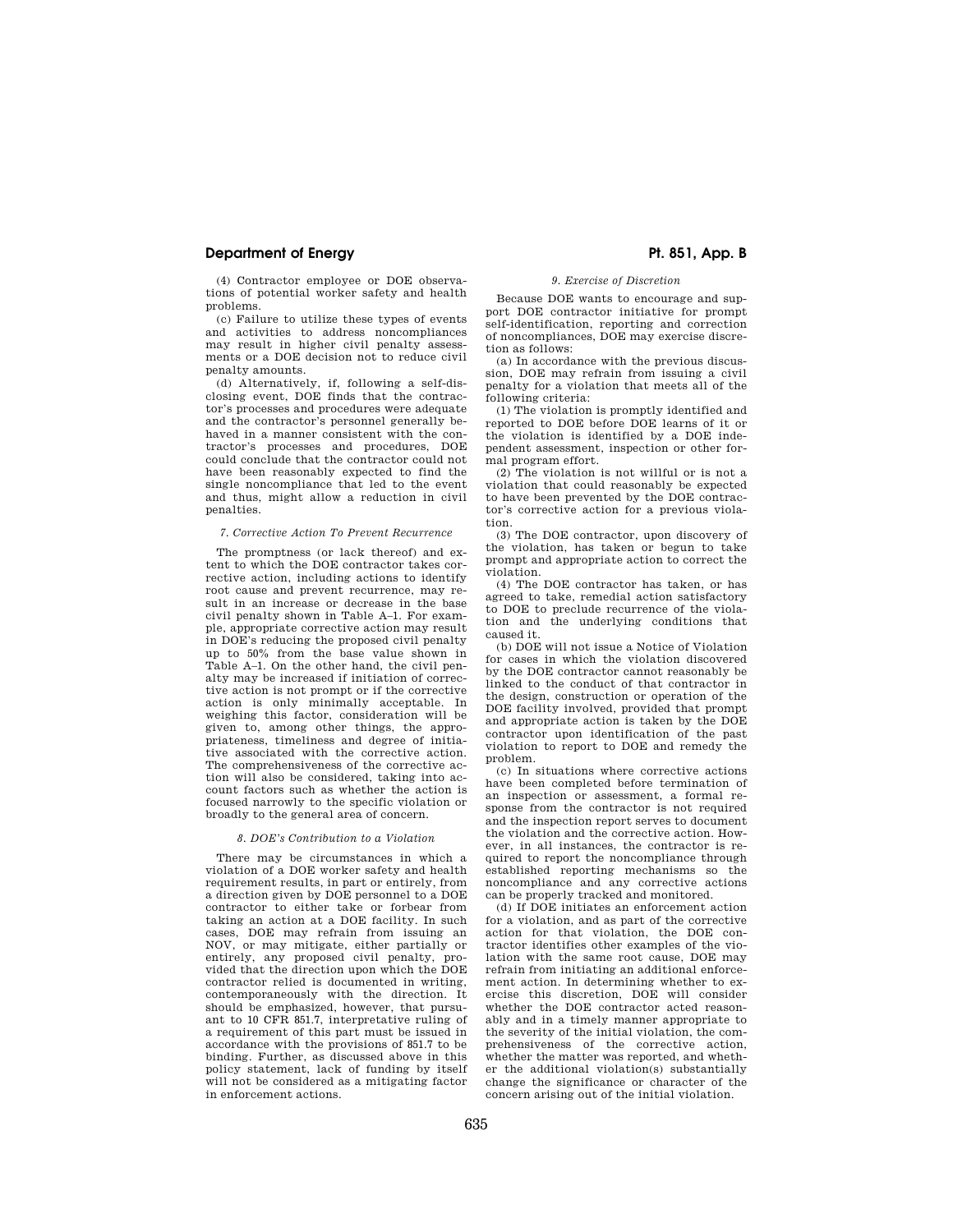(4) Contractor employee or DOE observations of potential worker safety and health problems.

(c) Failure to utilize these types of events and activities to address noncompliances may result in higher civil penalty assessments or a DOE decision not to reduce civil penalty amounts.

(d) Alternatively, if, following a self-disclosing event, DOE finds that the contractor's processes and procedures were adequate and the contractor's personnel generally behaved in a manner consistent with the contractor's processes and procedures, DOE could conclude that the contractor could not have been reasonably expected to find the single noncompliance that led to the event and thus, might allow a reduction in civil penalties.

*7. Corrective Action To Prevent Recurrence*

The promptness (or lack thereof) and extent to which the DOE contractor takes corrective action, including actions to identify root cause and prevent recurrence, may result in an increase or decrease in the base civil penalty shown in Table A–1. For example, appropriate corrective action may result in DOE's reducing the proposed civil penalty up to 50% from the base value shown in Table A–1. On the other hand, the civil penalty may be increased if initiation of corrective action is not prompt or if the corrective action is only minimally acceptable. In weighing this factor, consideration will be given to, among other things, the appropriateness, timeliness and degree of initiative associated with the corrective action. The comprehensiveness of the corrective action will also be considered, taking into account factors such as whether the action is focused narrowly to the specific violation or broadly to the general area of concern.

*8. DOE's Contribution to a Violation*

There may be circumstances in which a violation of a DOE worker safety and health requirement results, in part or entirely, from a direction given by DOE personnel to a DOE contractor to either take or forbear from taking an action at a DOE facility. In such cases, DOE may refrain from issuing an NOV, or may mitigate, either partially or entirely, any proposed civil penalty, provided that the direction upon which the DOE contractor relied is documented in writing, contemporaneously with the direction. It should be emphasized, however, that pursuant to 10 CFR 851.7, interpretative ruling of a requirement of this part must be issued in accordance with the provisions of 851.7 to be binding. Further, as discussed above in this policy statement, lack of funding by itself will not be considered as a mitigating factor in enforcement actions.

*9. Exercise of Discretion*

Because DOE wants to encourage and support DOE contractor initiative for prompt self-identification, reporting and correction of noncompliances, DOE may exercise discretion as follows:

(a) In accordance with the previous discussion, DOE may refrain from issuing a civil penalty for a violation that meets all of the following criteria:

(1) The violation is promptly identified and reported to DOE before DOE learns of it or the violation is identified by a DOE independent assessment, inspection or other formal program effort.

(2) The violation is not willful or is not a violation that could reasonably be expected to have been prevented by the DOE contractor's corrective action for a previous violation.

(3) The DOE contractor, upon discovery of the violation, has taken or begun to take prompt and appropriate action to correct the violation.

(4) The DOE contractor has taken, or has agreed to take, remedial action satisfactory to DOE to preclude recurrence of the violation and the underlying conditions that caused it.

(b) DOE will not issue a Notice of Violation for cases in which the violation discovered by the DOE contractor cannot reasonably be linked to the conduct of that contractor in the design, construction or operation of the DOE facility involved, provided that prompt and appropriate action is taken by the DOE contractor upon identification of the past violation to report to DOE and remedy the problem.

(c) In situations where corrective actions have been completed before termination of an inspection or assessment, a formal response from the contractor is not required and the inspection report serves to document the violation and the corrective action. However, in all instances, the contractor is required to report the noncompliance through established reporting mechanisms so the noncompliance and any corrective actions can be properly tracked and monitored.

(d) If DOE initiates an enforcement action for a violation, and as part of the corrective action for that violation, the DOE contractor identifies other examples of the violation with the same root cause, DOE may refrain from initiating an additional enforcement action. In determining whether to exercise this discretion, DOE will consider whether the DOE contractor acted reasonably and in a timely manner appropriate to the severity of the initial violation, the comprehensiveness of the corrective action, whether the matter was reported, and whether the additional violation(s) substantially change the significance or character of the concern arising out of the initial violation.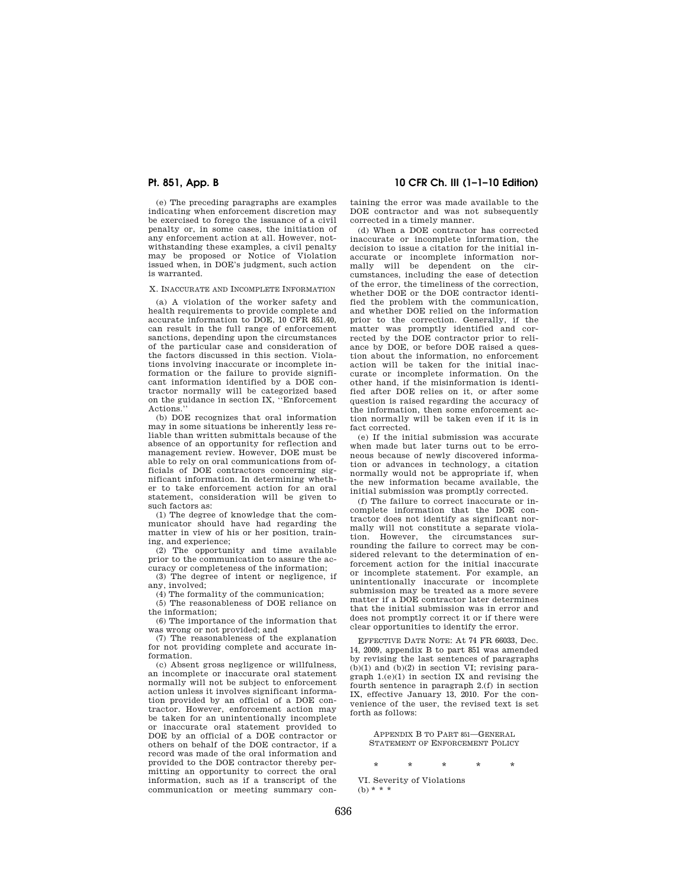(e) The preceding paragraphs are examples indicating when enforcement discretion may be exercised to forego the issuance of a civil penalty or, in some cases, the initiation of any enforcement action at all. However, notwithstanding these examples, a civil penalty may be proposed or Notice of Violation issued when, in DOE's judgment, such action is warranted.

X. INACCURATE AND INCOMPLETE INFORMATION

(a) A violation of the worker safety and health requirements to provide complete and accurate information to DOE, 10 CFR 851.40, can result in the full range of enforcement sanctions, depending upon the circumstances of the particular case and consideration of the factors discussed in this section. Violations involving inaccurate or incomplete information or the failure to provide significant information identified by a DOE contractor normally will be categorized based on the guidance in section IX, "Enforcement Actions."

(b) DOE recognizes that oral information may in some situations be inherently less reliable than written submittals because of the absence of an opportunity for reflection and management review. However, DOE must be able to rely on oral communications from officials of DOE contractors concerning significant information. In determining whether to take enforcement action for an oral statement, consideration will be given to such factors as:

(1) The degree of knowledge that the communicator should have had regarding the matter in view of his or her position, training, and experience;

(2) The opportunity and time available prior to the communication to assure the accuracy or completeness of the information;

(3) The degree of intent or negligence, if any, involved;

(4) The formality of the communication;

(5) The reasonableness of DOE reliance on the information;

(6) The importance of the information that was wrong or not provided; and

(7) The reasonableness of the explanation for not providing complete and accurate information.

(c) Absent gross negligence or willfulness, an incomplete or inaccurate oral statement normally will not be subject to enforcement action unless it involves significant information provided by an official of a DOE contractor. However, enforcement action may be taken for an unintentionally incomplete or inaccurate oral statement provided to DOE by an official of a DOE contractor or others on behalf of the DOE contractor, if a record was made of the oral information and provided to the DOE contractor thereby permitting an opportunity to correct the oral information, such as if a transcript of the communication or meeting summary containing the error was made available to the DOE contractor and was not subsequently corrected in a timely manner.

(d) When a DOE contractor has corrected inaccurate or incomplete information, the decision to issue a citation for the initial inaccurate or incomplete information normally will be dependent on the circumstances, including the ease of detection of the error, the timeliness of the correction, whether DOE or the DOE contractor identified the problem with the communication, and whether DOE relied on the information prior to the correction. Generally, if the matter was promptly identified and corrected by the DOE contractor prior to reliance by DOE, or before DOE raised a question about the information, no enforcement action will be taken for the initial inaccurate or incomplete information. On the other hand, if the misinformation is identified after DOE relies on it, or after some question is raised regarding the accuracy of the information, then some enforcement action normally will be taken even if it is in fact corrected.

(e) If the initial submission was accurate when made but later turns out to be erroneous because of newly discovered information or advances in technology, a citation normally would not be appropriate if, when the new information became available, the initial submission was promptly corrected.

(f) The failure to correct inaccurate or incomplete information that the DOE contractor does not identify as significant normally will not constitute a separate violation. However, the circumstances surrounding the failure to correct may be considered relevant to the determination of enforcement action for the initial inaccurate or incomplete statement. For example, an unintentionally inaccurate or incomplete submission may be treated as a more severe matter if a DOE contractor later determines that the initial submission was in error and does not promptly correct it or if there were clear opportunities to identify the error.

EFFECTIVE DATE NOTE: At 74 FR 66033, Dec. 14, 2009, appendix B to part 851 was amended by revising the last sentences of paragraphs (b)(1) and (b)(2) in section VI; revising paragraph 1.(e)(1) in section IX and revising the fourth sentence in paragraph 2.(f) in section IX, effective January 13, 2010. For the convenience of the user, the revised text is set forth as follows:

APPENDIX B TO PART 851—GENERAL STATEMENT OF ENFORCEMENT POLICY

\* \* \* \* \*

VI. Severity of Violations

(b) \* \* \*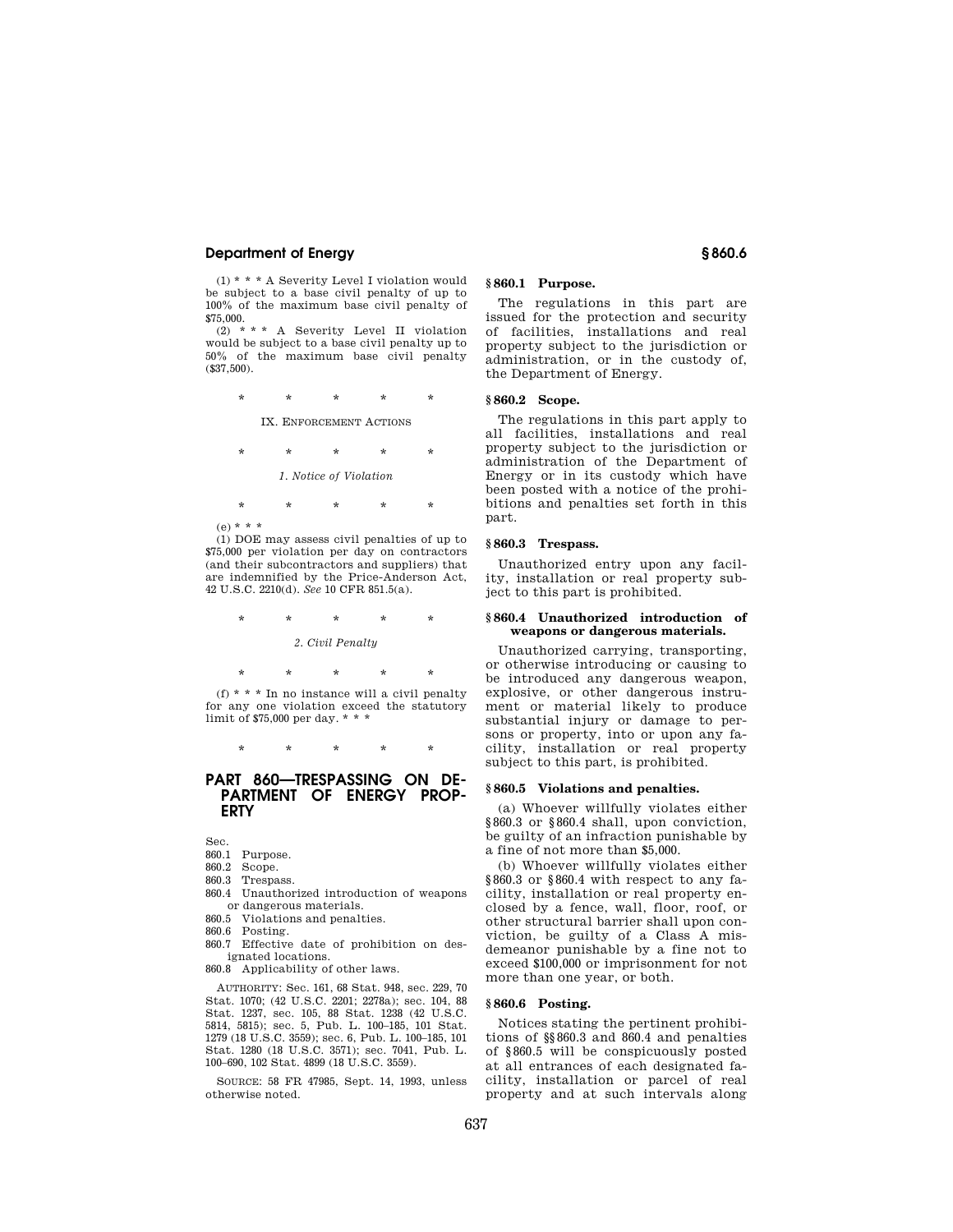(1) * * * A Severity Level I violation would be subject to a base civil penalty of up to 100% of the maximum base civil penalty of $75,000.

(2) * * * A Severity Level II violation would be subject to a base civil penalty up to 50% of the maximum base civil penalty ($37,500).

\* \* \* \* \*

IX. ENFORCEMENT ACTIONS

\* \* \* \* \*

*1. Notice of Violation*

\* \* \* \* \*

(e) * * *

(1) DOE may assess civil penalties of up to $75,000 per violation per day on contractors (and their subcontractors and suppliers) that are indemnified by the Price-Anderson Act, 42 U.S.C. 2210(d). *See* 10 CFR 851.5(a).

\* \* \* \* \*

*2. Civil Penalty*

\* \* \* \* \*

(f) * * * In no instance will a civil penalty for any one violation exceed the statutory limit of $75,000 per day. * * *

\* \* \* \* \*

## PART 860—TRESPASSING ON DEPARTMENT OF ENERGY PROPERTY

Sec.
860.1 Purpose.
860.2 Scope.
860.3 Trespass.
860.4 Unauthorized introduction of weapons or dangerous materials.
860.5 Violations and penalties.
860.6 Posting.
860.7 Effective date of prohibition on designated locations.
860.8 Applicability of other laws.

AUTHORITY: Sec. 161, 68 Stat. 948, sec. 229, 70 Stat. 1070; (42 U.S.C. 2201; 2278a); sec. 104, 88 Stat. 1237, sec. 105, 88 Stat. 1238 (42 U.S.C. 5814, 5815); sec. 5, Pub. L. 100–185, 101 Stat. 1279 (18 U.S.C. 3559); sec. 6, Pub. L. 100–185, 101 Stat. 1280 (18 U.S.C. 3571); sec. 7041, Pub. L. 100–690, 102 Stat. 4899 (18 U.S.C. 3559).

SOURCE: 58 FR 47985, Sept. 14, 1993, unless otherwise noted.

### § 860.1 Purpose.

The regulations in this part are issued for the protection and security of facilities, installations and real property subject to the jurisdiction or administration, or in the custody of, the Department of Energy.

### § 860.2 Scope.

The regulations in this part apply to all facilities, installations and real property subject to the jurisdiction or administration of the Department of Energy or in its custody which have been posted with a notice of the prohibitions and penalties set forth in this part.

### § 860.3 Trespass.

Unauthorized entry upon any facility, installation or real property subject to this part is prohibited.

### § 860.4 Unauthorized introduction of weapons or dangerous materials.

Unauthorized carrying, transporting, or otherwise introducing or causing to be introduced any dangerous weapon, explosive, or other dangerous instrument or material likely to produce substantial injury or damage to persons or property, into or upon any facility, installation or real property subject to this part, is prohibited.

### § 860.5 Violations and penalties.

(a) Whoever willfully violates either § 860.3 or § 860.4 shall, upon conviction, be guilty of an infraction punishable by a fine of not more than $5,000.

(b) Whoever willfully violates either § 860.3 or § 860.4 with respect to any facility, installation or real property enclosed by a fence, wall, floor, roof, or other structural barrier shall upon conviction, be guilty of a Class A misdemeanor punishable by a fine not to exceed $100,000 or imprisonment for not more than one year, or both.

### § 860.6 Posting.

Notices stating the pertinent prohibitions of §§ 860.3 and 860.4 and penalties of § 860.5 will be conspicuously posted at all entrances of each designated facility, installation or parcel of real property and at such intervals along